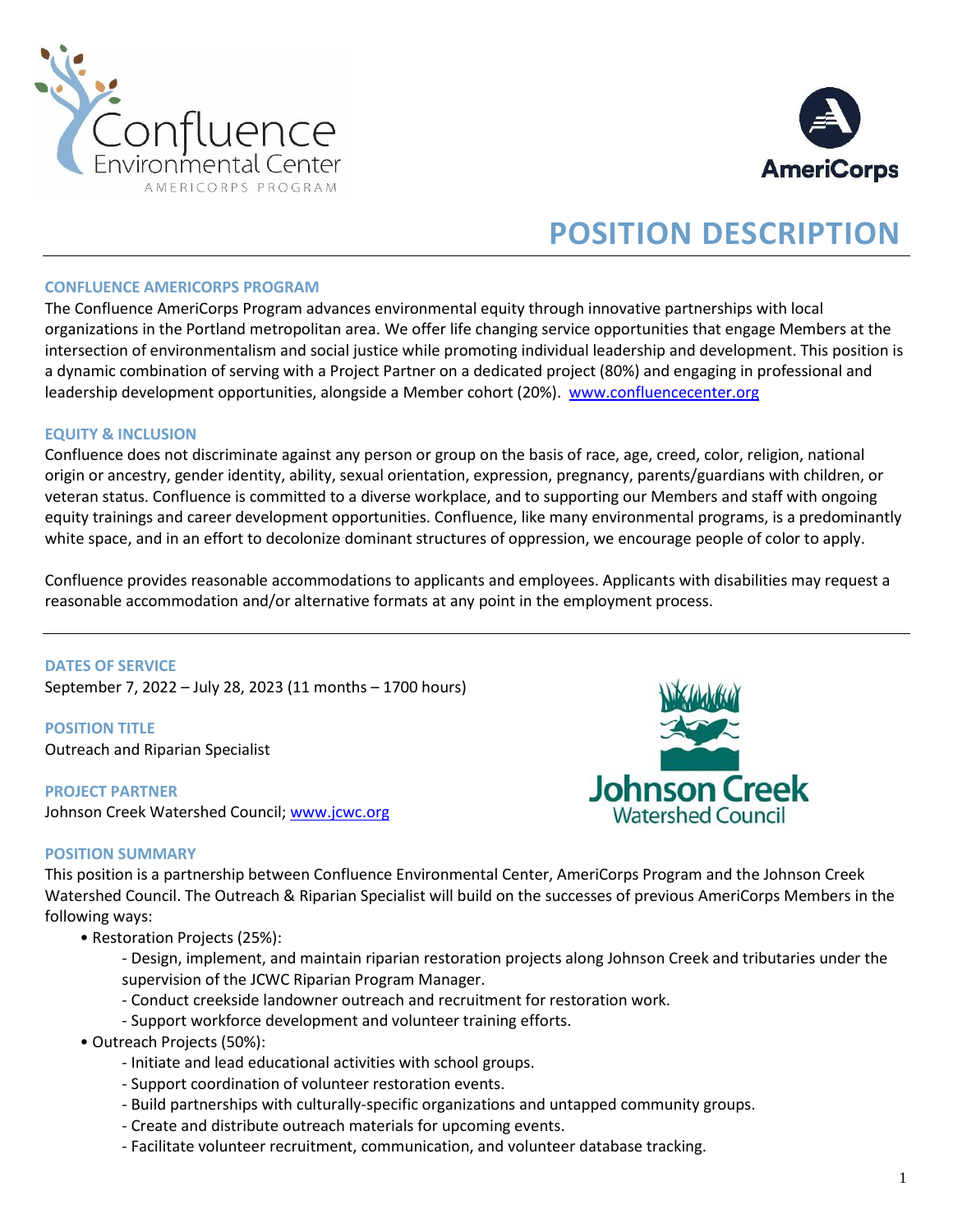# POSITION DESCRIPTION

## CONFLUENCE AMERICORPS PROGRAM

The Confluence AmeriCorps Program advances environmental equity through innovative partnerships with local organizations in the Portland metropolitan area. We offer life changing service opportunities that engage Members at the intersection of environmentalism and social justice while promoting individual leadership and development. This position is a dynamic combination of serving with a Project Partner on a dedicated project (80%) and engaging in professional and leadership development opportunities, alongside a Member cohort (20%). www.confluencecenter.org

## EQUITY & INCLUSION

Confluence does not discriminate against any person or group on the basis of race, age, creed, color, religion, national origin or ancestry, gender identity, ability, sexual orientation, expression, pregnancy, parents/guardians with children, or veteran status. Confluence is committed to a diverse workplace, and to supporting our Members and staff with ongoing equity trainings and career development opportunities. Confluence, like many environmental programs, is a predominantly white space, and in an effort to decolonize dominant structures of oppression, we encourage people of color to apply.

Confluence provides reasonable accommodations to applicants and employees. Applicants with disabilities may request a reasonable accommodation and/or alternative formats at any point in the employment process.

---

## DATES OF SERVICE

September 7, 2022 – July 28, 2023 (11 months – 1700 hours)

## POSITION TITLE

Outreach and Riparian Specialist

## PROJECT PARTNER

Johnson Creek Watershed Council; www.jcwc.org

## POSITION SUMMARY

This position is a partnership between Confluence Environmental Center, AmeriCorps Program and the Johnson Creek Watershed Council. The Outreach & Riparian Specialist will build on the successes of previous AmeriCorps Members in the following ways:

- Restoration Projects (25%):
  - Design, implement, and maintain riparian restoration projects along Johnson Creek and tributaries under the supervision of the JCWC Riparian Program Manager.
  - Conduct creekside landowner outreach and recruitment for restoration work.
  - Support workforce development and volunteer training efforts.
- Outreach Projects (50%):
  - Initiate and lead educational activities with school groups.
  - Support coordination of volunteer restoration events.
  - Build partnerships with culturally-specific organizations and untapped community groups.
  - Create and distribute outreach materials for upcoming events.
  - Facilitate volunteer recruitment, communication, and volunteer database tracking.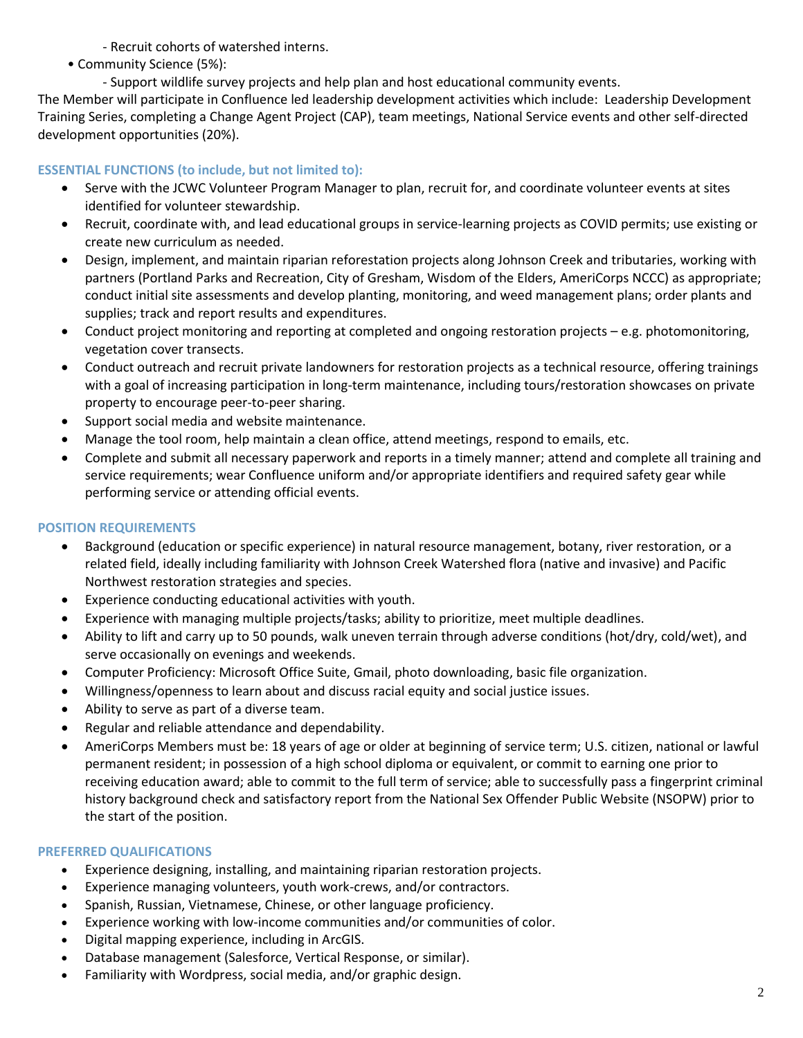- Recruit cohorts of watershed interns.
- Community Science (5%):
  - Support wildlife survey projects and help plan and host educational community events.

The Member will participate in Confluence led leadership development activities which include: Leadership Development Training Series, completing a Change Agent Project (CAP), team meetings, National Service events and other self-directed development opportunities (20%).

### ESSENTIAL FUNCTIONS (to include, but not limited to):

- Serve with the JCWC Volunteer Program Manager to plan, recruit for, and coordinate volunteer events at sites identified for volunteer stewardship.
- Recruit, coordinate with, and lead educational groups in service-learning projects as COVID permits; use existing or create new curriculum as needed.
- Design, implement, and maintain riparian reforestation projects along Johnson Creek and tributaries, working with partners (Portland Parks and Recreation, City of Gresham, Wisdom of the Elders, AmeriCorps NCCC) as appropriate; conduct initial site assessments and develop planting, monitoring, and weed management plans; order plants and supplies; track and report results and expenditures.
- Conduct project monitoring and reporting at completed and ongoing restoration projects – e.g. photomonitoring, vegetation cover transects.
- Conduct outreach and recruit private landowners for restoration projects as a technical resource, offering trainings with a goal of increasing participation in long-term maintenance, including tours/restoration showcases on private property to encourage peer-to-peer sharing.
- Support social media and website maintenance.
- Manage the tool room, help maintain a clean office, attend meetings, respond to emails, etc.
- Complete and submit all necessary paperwork and reports in a timely manner; attend and complete all training and service requirements; wear Confluence uniform and/or appropriate identifiers and required safety gear while performing service or attending official events.

### POSITION REQUIREMENTS

- Background (education or specific experience) in natural resource management, botany, river restoration, or a related field, ideally including familiarity with Johnson Creek Watershed flora (native and invasive) and Pacific Northwest restoration strategies and species.
- Experience conducting educational activities with youth.
- Experience with managing multiple projects/tasks; ability to prioritize, meet multiple deadlines.
- Ability to lift and carry up to 50 pounds, walk uneven terrain through adverse conditions (hot/dry, cold/wet), and serve occasionally on evenings and weekends.
- Computer Proficiency: Microsoft Office Suite, Gmail, photo downloading, basic file organization.
- Willingness/openness to learn about and discuss racial equity and social justice issues.
- Ability to serve as part of a diverse team.
- Regular and reliable attendance and dependability.
- AmeriCorps Members must be: 18 years of age or older at beginning of service term; U.S. citizen, national or lawful permanent resident; in possession of a high school diploma or equivalent, or commit to earning one prior to receiving education award; able to commit to the full term of service; able to successfully pass a fingerprint criminal history background check and satisfactory report from the National Sex Offender Public Website (NSOPW) prior to the start of the position.

### PREFERRED QUALIFICATIONS

- Experience designing, installing, and maintaining riparian restoration projects.
- Experience managing volunteers, youth work-crews, and/or contractors.
- Spanish, Russian, Vietnamese, Chinese, or other language proficiency.
- Experience working with low-income communities and/or communities of color.
- Digital mapping experience, including in ArcGIS.
- Database management (Salesforce, Vertical Response, or similar).
- Familiarity with Wordpress, social media, and/or graphic design.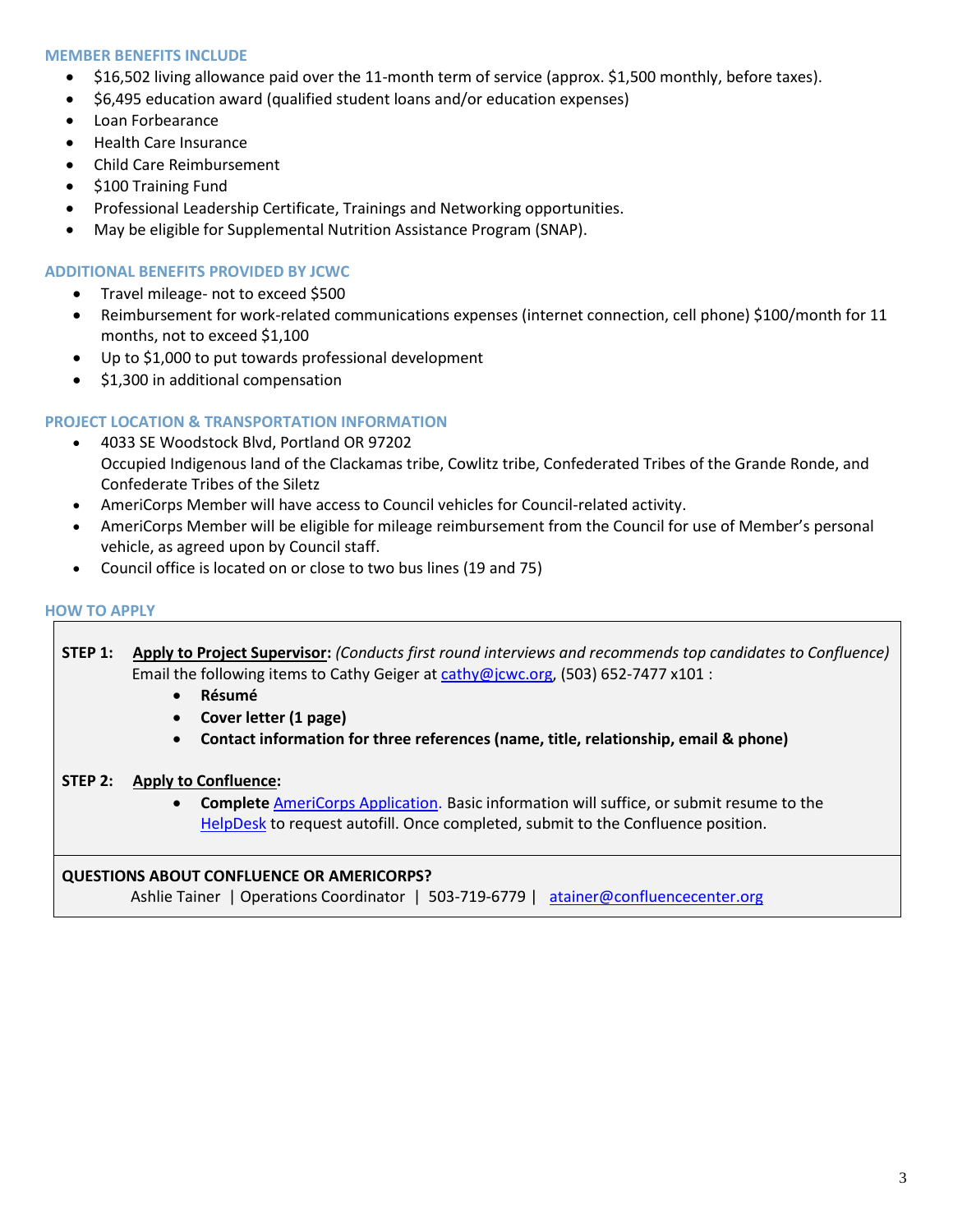### MEMBER BENEFITS INCLUDE

- $16,502 living allowance paid over the 11-month term of service (approx. $1,500 monthly, before taxes).
- $6,495 education award (qualified student loans and/or education expenses)
- Loan Forbearance
- Health Care Insurance
- Child Care Reimbursement
- $100 Training Fund
- Professional Leadership Certificate, Trainings and Networking opportunities.
- May be eligible for Supplemental Nutrition Assistance Program (SNAP).

### ADDITIONAL BENEFITS PROVIDED BY JCWC

- Travel mileage- not to exceed $500
- Reimbursement for work-related communications expenses (internet connection, cell phone) $100/month for 11 months, not to exceed $1,100
- Up to $1,000 to put towards professional development
- $1,300 in additional compensation

### PROJECT LOCATION & TRANSPORTATION INFORMATION

- 4033 SE Woodstock Blvd, Portland OR 97202
  Occupied Indigenous land of the Clackamas tribe, Cowlitz tribe, Confederated Tribes of the Grande Ronde, and Confederate Tribes of the Siletz
- AmeriCorps Member will have access to Council vehicles for Council-related activity.
- AmeriCorps Member will be eligible for mileage reimbursement from the Council for use of Member's personal vehicle, as agreed upon by Council staff.
- Council office is located on or close to two bus lines (19 and 75)

### HOW TO APPLY

**STEP 1:** **Apply to Project Supervisor:** *(Conducts first round interviews and recommends top candidates to Confluence)*
Email the following items to Cathy Geiger at cathy@jcwc.org, (503) 652-7477 x101 :

- **Résumé**
- **Cover letter (1 page)**
- **Contact information for three references (name, title, relationship, email & phone)**

**STEP 2:** **Apply to Confluence:**

- **Complete** AmeriCorps Application. Basic information will suffice, or submit resume to the HelpDesk to request autofill. Once completed, submit to the Confluence position.

**QUESTIONS ABOUT CONFLUENCE OR AMERICORPS?**
Ashlie Tainer | Operations Coordinator | 503-719-6779 | atainer@confluencecenter.org